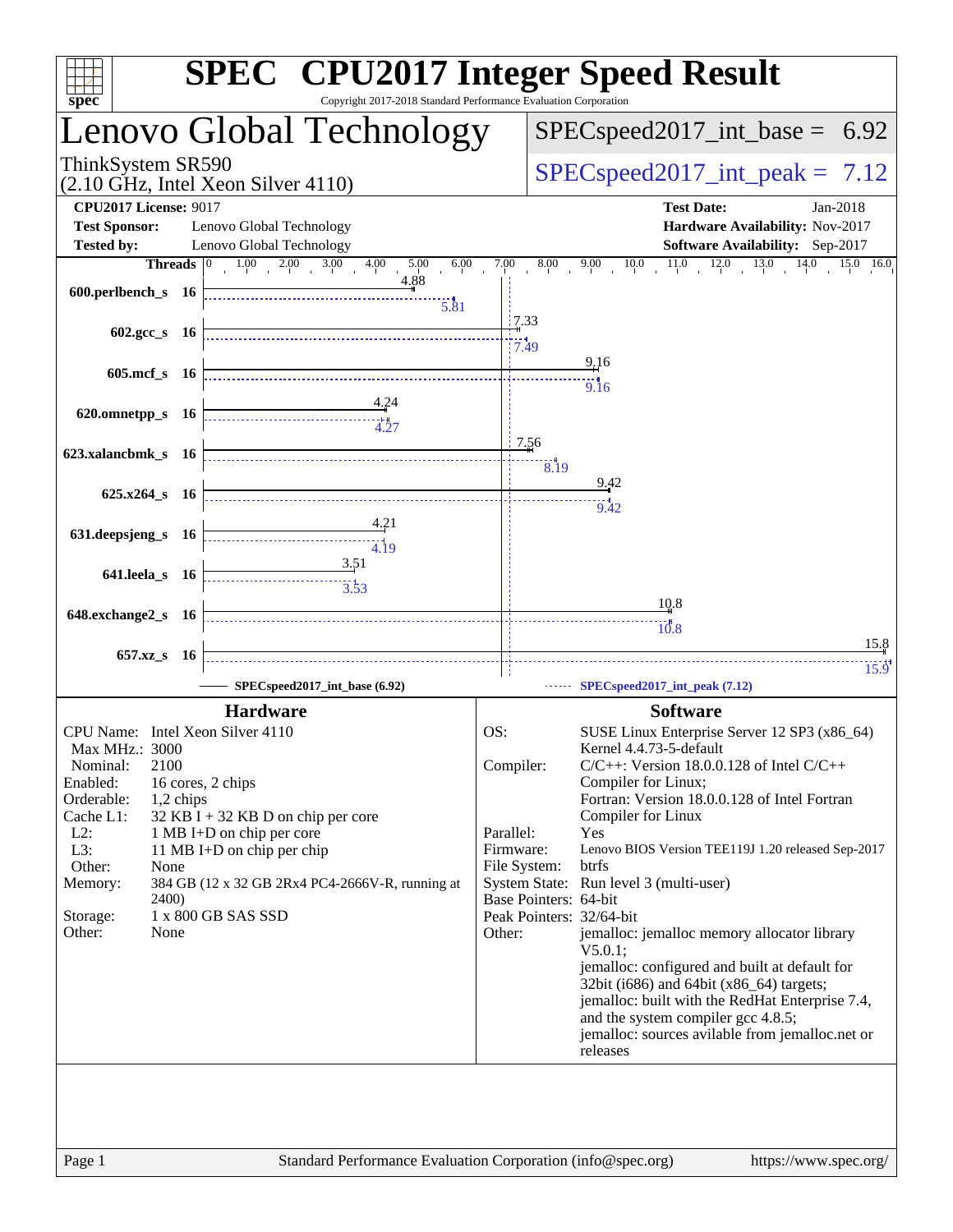# SPEC CPU2017 Integer Speed Result

Copyright 2017-2018 Standard Performance Evaluation Corporation

## Lenovo Global Technology

ThinkSystem SR590
(2.10 GHz, Intel Xeon Silver 4110)

SPECspeed2017_int_base = 6.92

SPECspeed2017_int_peak = 7.12

| | | | |
|---|---|---|---|
| **CPU2017 License:** | 9017 | **Test Date:** | Jan-2018 |
| **Test Sponsor:** | Lenovo Global Technology | **Hardware Availability:** | Nov-2017 |
| **Tested by:** | Lenovo Global Technology | **Software Availability:** | Sep-2017 |

| Benchmark | Threads | Base | Peak |
|---|---|---|---|
| 600.perlbench_s | 16 | 4.88 | 5.81 |
| 602.gcc_s | 16 | 7.33 | 7.49 |
| 605.mcf_s | 16 | 9.16 | 9.16 |
| 620.omnetpp_s | 16 | 4.24 | 4.27 |
| 623.xalancbmk_s | 16 | 7.56 | 8.19 |
| 625.x264_s | 16 | 9.42 | 9.42 |
| 631.deepsjeng_s | 16 | 4.21 | 4.19 |
| 641.leela_s | 16 | 3.51 | 3.53 |
| 648.exchange2_s | 16 | 10.8 | 10.8 |
| 657.xz_s | 16 | 15.8 | 15.9 |

SPECspeed2017_int_base (6.92) — SPECspeed2017_int_peak (7.12)

### Hardware

| | |
|---|---|
| CPU Name: | Intel Xeon Silver 4110 |
| Max MHz.: | 3000 |
| Nominal: | 2100 |
| Enabled: | 16 cores, 2 chips |
| Orderable: | 1,2 chips |
| Cache L1: | 32 KB I + 32 KB D on chip per core |
| L2: | 1 MB I+D on chip per core |
| L3: | 11 MB I+D on chip per chip |
| Other: | None |
| Memory: | 384 GB (12 x 32 GB 2Rx4 PC4-2666V-R, running at 2400) |
| Storage: | 1 x 800 GB SAS SSD |
| Other: | None |

### Software

| | |
|---|---|
| OS: | SUSE Linux Enterprise Server 12 SP3 (x86_64) Kernel 4.4.73-5-default |
| Compiler: | C/C++: Version 18.0.0.128 of Intel C/C++ Compiler for Linux; Fortran: Version 18.0.0.128 of Intel Fortran Compiler for Linux |
| Parallel: | Yes |
| Firmware: | Lenovo BIOS Version TEE119J 1.20 released Sep-2017 |
| File System: | btrfs |
| System State: | Run level 3 (multi-user) |
| Base Pointers: | 64-bit |
| Peak Pointers: | 32/64-bit |
| Other: | jemalloc: jemalloc memory allocator library V5.0.1; jemalloc: configured and built at default for 32bit (i686) and 64bit (x86_64) targets; jemalloc: built with the RedHat Enterprise 7.4, and the system compiler gcc 4.8.5; jemalloc: sources avilable from jemalloc.net or releases |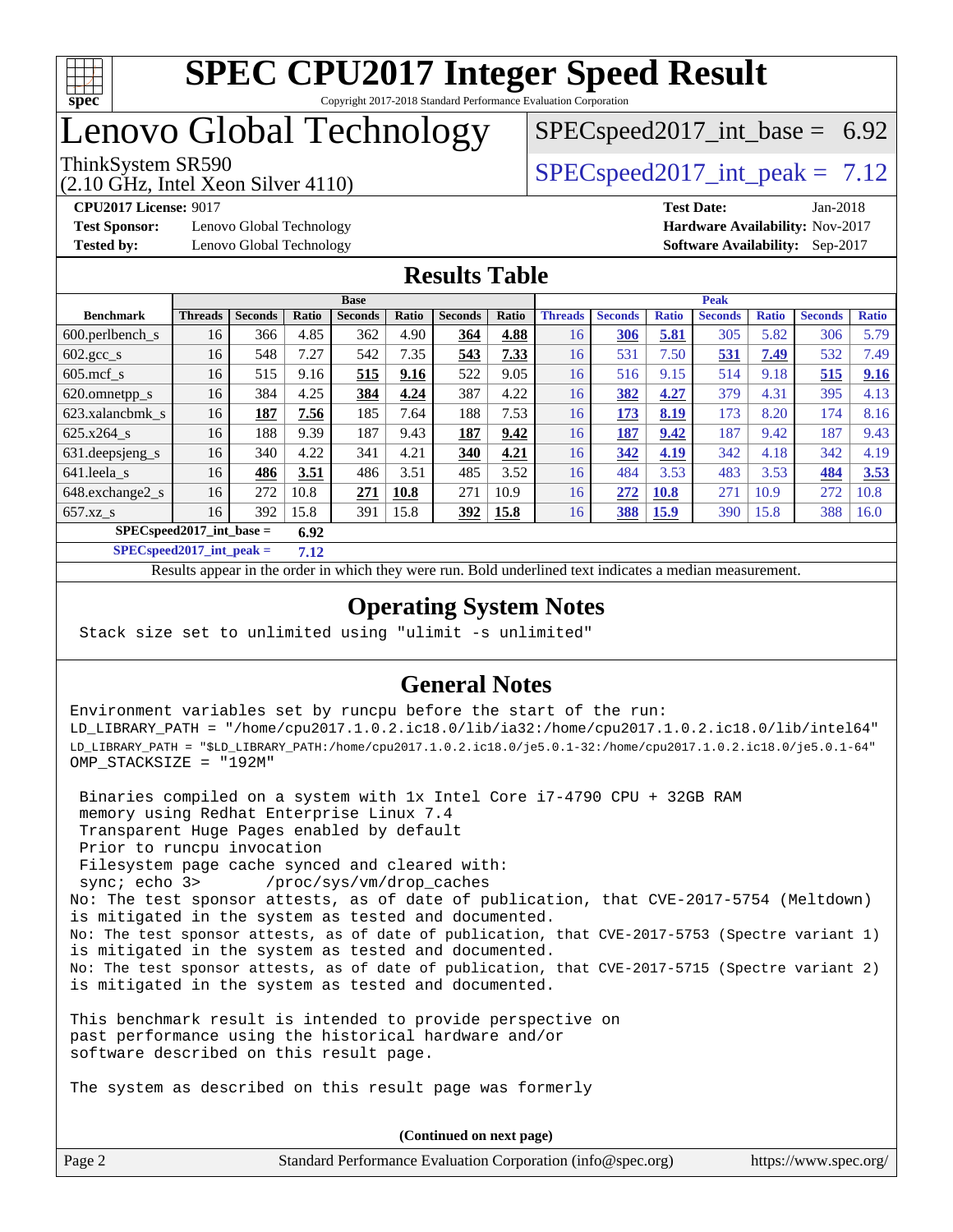# SPEC CPU2017 Integer Speed Result

Copyright 2017-2018 Standard Performance Evaluation Corporation

# Lenovo Global Technology

ThinkSystem SR590
(2.10 GHz, Intel Xeon Silver 4110)

SPECspeed2017_int_base = 6.92

SPECspeed2017_int_peak = 7.12

**CPU2017 License:** 9017
**Test Sponsor:** Lenovo Global Technology
**Tested by:** Lenovo Global Technology

**Test Date:** Jan-2018
**Hardware Availability:** Nov-2017
**Software Availability:** Sep-2017

## Results Table

| Benchmark | Base | | | | | | | Peak | | | | | | |
|---|---|---|---|---|---|---|---|---|---|---|---|---|---|---|
| | Threads | Seconds | Ratio | Seconds | Ratio | Seconds | Ratio | Threads | Seconds | Ratio | Seconds | Ratio | Seconds | Ratio |
| 600.perlbench_s | 16 | 366 | 4.85 | 362 | 4.90 | **364** | **4.88** | 16 | **306** | **5.81** | 305 | 5.82 | 306 | 5.79 |
| 602.gcc_s | 16 | 548 | 7.27 | 542 | 7.35 | **543** | **7.33** | 16 | 531 | 7.50 | **531** | **7.49** | 532 | 7.49 |
| 605.mcf_s | 16 | 515 | 9.16 | **515** | **9.16** | 522 | 9.05 | 16 | 516 | 9.15 | 514 | 9.18 | **515** | **9.16** |
| 620.omnetpp_s | 16 | 384 | 4.25 | **384** | **4.24** | 387 | 4.22 | 16 | **382** | **4.27** | 379 | 4.31 | 395 | 4.13 |
| 623.xalancbmk_s | 16 | **187** | **7.56** | 185 | 7.64 | 188 | 7.53 | 16 | **173** | **8.19** | 173 | 8.20 | 174 | 8.16 |
| 625.x264_s | 16 | 188 | 9.39 | 187 | 9.43 | **187** | **9.42** | 16 | **187** | **9.42** | 187 | 9.42 | 187 | 9.43 |
| 631.deepsjeng_s | 16 | 340 | 4.22 | 341 | 4.21 | **340** | **4.21** | 16 | **342** | **4.19** | 342 | 4.18 | 342 | 4.19 |
| 641.leela_s | 16 | **486** | **3.51** | 486 | 3.51 | 485 | 3.52 | 16 | 484 | 3.53 | 483 | 3.53 | **484** | **3.53** |
| 648.exchange2_s | 16 | 272 | 10.8 | **271** | **10.8** | 271 | 10.9 | 16 | **272** | **10.8** | 271 | 10.9 | 272 | 10.8 |
| 657.xz_s | 16 | 392 | 15.8 | 391 | 15.8 | **392** | **15.8** | 16 | **388** | **15.9** | 390 | 15.8 | 388 | 16.0 |

**SPECspeed2017_int_base = 6.92**

**SPECspeed2017_int_peak = 7.12**

Results appear in the order in which they were run. Bold underlined text indicates a median measurement.

## Operating System Notes

```
Stack size set to unlimited using "ulimit -s unlimited"
```

## General Notes

```
Environment variables set by runcpu before the start of the run:
LD_LIBRARY_PATH = "/home/cpu2017.1.0.2.ic18.0/lib/ia32:/home/cpu2017.1.0.2.ic18.0/lib/intel64"
LD_LIBRARY_PATH = "$LD_LIBRARY_PATH:/home/cpu2017.1.0.2.ic18.0/je5.0.1-32:/home/cpu2017.1.0.2.ic18.0/je5.0.1-64"
OMP_STACKSIZE = "192M"

 Binaries compiled on a system with 1x Intel Core i7-4790 CPU + 32GB RAM
 memory using Redhat Enterprise Linux 7.4
 Transparent Huge Pages enabled by default
 Prior to runcpu invocation
 Filesystem page cache synced and cleared with:
 sync; echo 3>       /proc/sys/vm/drop_caches
No: The test sponsor attests, as of date of publication, that CVE-2017-5754 (Meltdown)
is mitigated in the system as tested and documented.
No: The test sponsor attests, as of date of publication, that CVE-2017-5753 (Spectre variant 1)
is mitigated in the system as tested and documented.
No: The test sponsor attests, as of date of publication, that CVE-2017-5715 (Spectre variant 2)
is mitigated in the system as tested and documented.

This benchmark result is intended to provide perspective on
past performance using the historical hardware and/or
software described on this result page.

The system as described on this result page was formerly
```

**(Continued on next page)**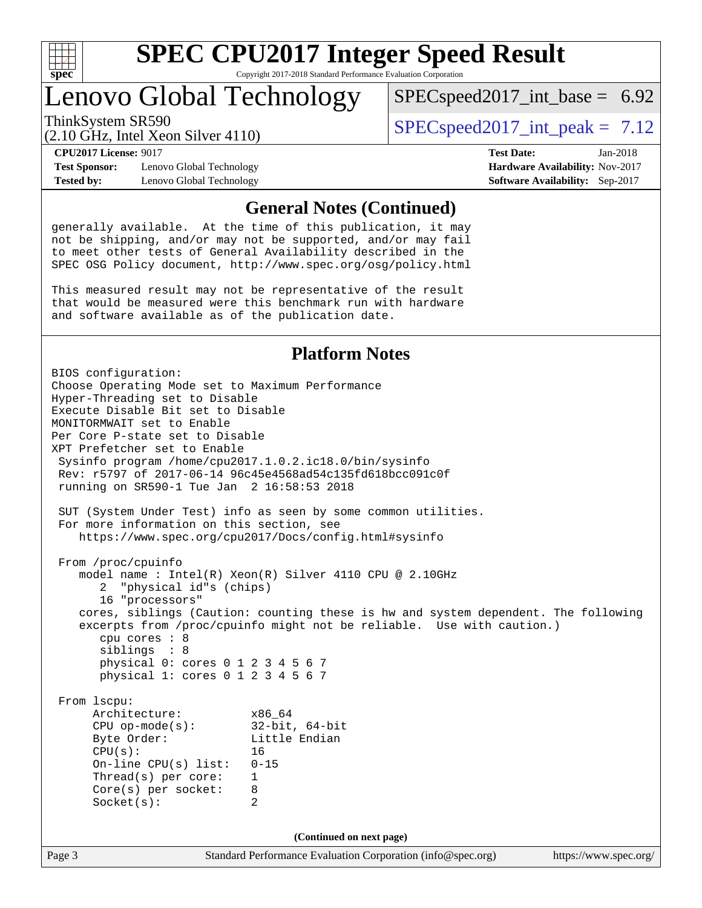## General Notes (Continued)

generally available. At the time of this publication, it may not be shipping, and/or may not be supported, and/or may fail to meet other tests of General Availability described in the SPEC OSG Policy document, http://www.spec.org/osg/policy.html

This measured result may not be representative of the result that would be measured were this benchmark run with hardware and software available as of the publication date.

## Platform Notes

```
BIOS configuration:
Choose Operating Mode set to Maximum Performance
Hyper-Threading set to Disable
Execute Disable Bit set to Disable
MONITORMWAIT set to Enable
Per Core P-state set to Disable
XPT Prefetcher set to Enable
 Sysinfo program /home/cpu2017.1.0.2.ic18.0/bin/sysinfo
 Rev: r5797 of 2017-06-14 96c45e4568ad54c135fd618bcc091c0f
 running on SR590-1 Tue Jan  2 16:58:53 2018

 SUT (System Under Test) info as seen by some common utilities.
 For more information on this section, see
    https://www.spec.org/cpu2017/Docs/config.html#sysinfo

 From /proc/cpuinfo
    model name : Intel(R) Xeon(R) Silver 4110 CPU @ 2.10GHz
       2  "physical id"s (chips)
       16 "processors"
    cores, siblings (Caution: counting these is hw and system dependent. The following
    excerpts from /proc/cpuinfo might not be reliable.  Use with caution.)
       cpu cores : 8
       siblings  : 8
       physical 0: cores 0 1 2 3 4 5 6 7
       physical 1: cores 0 1 2 3 4 5 6 7

 From lscpu:
      Architecture:          x86_64
      CPU op-mode(s):        32-bit, 64-bit
      Byte Order:            Little Endian
      CPU(s):                16
      On-line CPU(s) list:   0-15
      Thread(s) per core:    1
      Core(s) per socket:    8
      Socket(s):             2
```

(Continued on next page)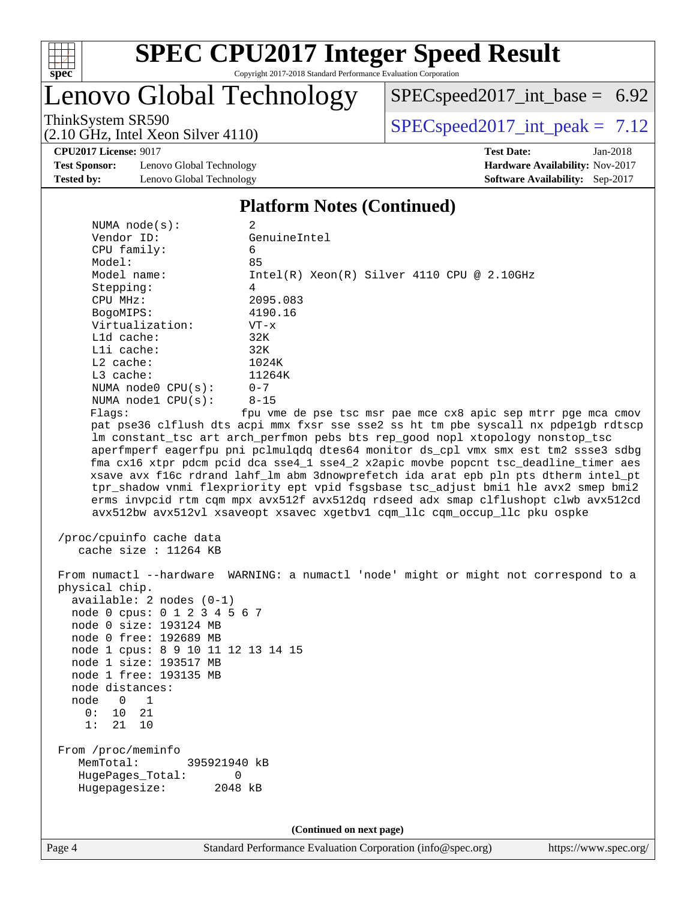# SPEC CPU2017 Integer Speed Result

Copyright 2017-2018 Standard Performance Evaluation Corporation

## Lenovo Global Technology

ThinkSystem SR590
(2.10 GHz, Intel Xeon Silver 4110)

SPECspeed2017_int_base = 6.92

SPECspeed2017_int_peak = 7.12

**CPU2017 License:** 9017
**Test Sponsor:** Lenovo Global Technology
**Tested by:** Lenovo Global Technology

**Test Date:** Jan-2018
**Hardware Availability:** Nov-2017
**Software Availability:** Sep-2017

### Platform Notes (Continued)

```
      NUMA node(s):          2
      Vendor ID:             GenuineIntel
      CPU family:            6
      Model:                 85
      Model name:            Intel(R) Xeon(R) Silver 4110 CPU @ 2.10GHz
      Stepping:              4
      CPU MHz:               2095.083
      BogoMIPS:              4190.16
      Virtualization:        VT-x
      L1d cache:             32K
      L1i cache:             32K
      L2 cache:              1024K
      L3 cache:              11264K
      NUMA node0 CPU(s):     0-7
      NUMA node1 CPU(s):     8-15
      Flags:                fpu vme de pse tsc msr pae mce cx8 apic sep mtrr pge mca cmov
      pat pse36 clflush dts acpi mmx fxsr sse sse2 ss ht tm pbe syscall nx pdpe1gb rdtscp
      lm constant_tsc art arch_perfmon pebs bts rep_good nopl xtopology nonstop_tsc
      aperfmperf eagerfpu pni pclmulqdq dtes64 monitor ds_cpl vmx smx est tm2 ssse3 sdbg
      fma cx16 xtpr pdcm pcid dca sse4_1 sse4_2 x2apic movbe popcnt tsc_deadline_timer aes
      xsave avx f16c rdrand lahf_lm abm 3dnowprefetch ida arat epb pln pts dtherm intel_pt
      tpr_shadow vnmi flexpriority ept vpid fsgsbase tsc_adjust bmi1 hle avx2 smep bmi2
      erms invpcid rtm cqm mpx avx512f avx512dq rdseed adx smap clflushopt clwb avx512cd
      avx512bw avx512vl xsaveopt xsavec xgetbv1 cqm_llc cqm_occup_llc pku ospke

 /proc/cpuinfo cache data
    cache size : 11264 KB

 From numactl --hardware  WARNING: a numactl 'node' might or might not correspond to a
 physical chip.
   available: 2 nodes (0-1)
   node 0 cpus: 0 1 2 3 4 5 6 7
   node 0 size: 193124 MB
   node 0 free: 192689 MB
   node 1 cpus: 8 9 10 11 12 13 14 15
   node 1 size: 193517 MB
   node 1 free: 193135 MB
   node distances:
   node   0   1
     0:  10  21
     1:  21  10

 From /proc/meminfo
    MemTotal:       395921940 kB
    HugePages_Total:       0
    Hugepagesize:       2048 kB
```

**(Continued on next page)**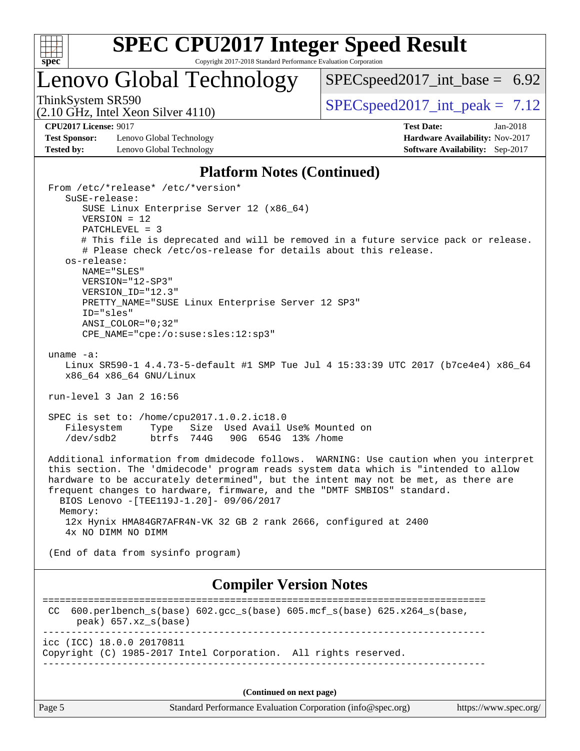# SPEC CPU2017 Integer Speed Result

Copyright 2017-2018 Standard Performance Evaluation Corporation

# Lenovo Global Technology

ThinkSystem SR590
(2.10 GHz, Intel Xeon Silver 4110)

SPECspeed2017_int_base = 6.92

SPECspeed2017_int_peak = 7.12

**CPU2017 License:** 9017
**Test Sponsor:** Lenovo Global Technology
**Tested by:** Lenovo Global Technology

**Test Date:** Jan-2018
**Hardware Availability:** Nov-2017
**Software Availability:** Sep-2017

## Platform Notes (Continued)

```
From /etc/*release* /etc/*version*
   SuSE-release:
      SUSE Linux Enterprise Server 12 (x86_64)
      VERSION = 12
      PATCHLEVEL = 3
      # This file is deprecated and will be removed in a future service pack or release.
      # Please check /etc/os-release for details about this release.
   os-release:
      NAME="SLES"
      VERSION="12-SP3"
      VERSION_ID="12.3"
      PRETTY_NAME="SUSE Linux Enterprise Server 12 SP3"
      ID="sles"
      ANSI_COLOR="0;32"
      CPE_NAME="cpe:/o:suse:sles:12:sp3"

uname -a:
   Linux SR590-1 4.4.73-5-default #1 SMP Tue Jul 4 15:33:39 UTC 2017 (b7ce4e4) x86_64
   x86_64 x86_64 GNU/Linux

run-level 3 Jan 2 16:56

SPEC is set to: /home/cpu2017.1.0.2.ic18.0
   Filesystem     Type   Size  Used Avail Use% Mounted on
   /dev/sdb2      btrfs  744G   90G  654G  13% /home

Additional information from dmidecode follows.  WARNING: Use caution when you interpret
this section. The 'dmidecode' program reads system data which is "intended to allow
hardware to be accurately determined", but the intent may not be met, as there are
frequent changes to hardware, firmware, and the "DMTF SMBIOS" standard.
  BIOS Lenovo -[TEE119J-1.20]- 09/06/2017
  Memory:
   12x Hynix HMA84GR7AFR4N-VK 32 GB 2 rank 2666, configured at 2400
   4x NO DIMM NO DIMM

(End of data from sysinfo program)
```

## Compiler Version Notes

```
==============================================================================
 CC  600.perlbench_s(base) 602.gcc_s(base) 605.mcf_s(base) 625.x264_s(base,
       peak) 657.xz_s(base)
------------------------------------------------------------------------------
icc (ICC) 18.0.0 20170811
Copyright (C) 1985-2017 Intel Corporation.  All rights reserved.
------------------------------------------------------------------------------
```

**(Continued on next page)**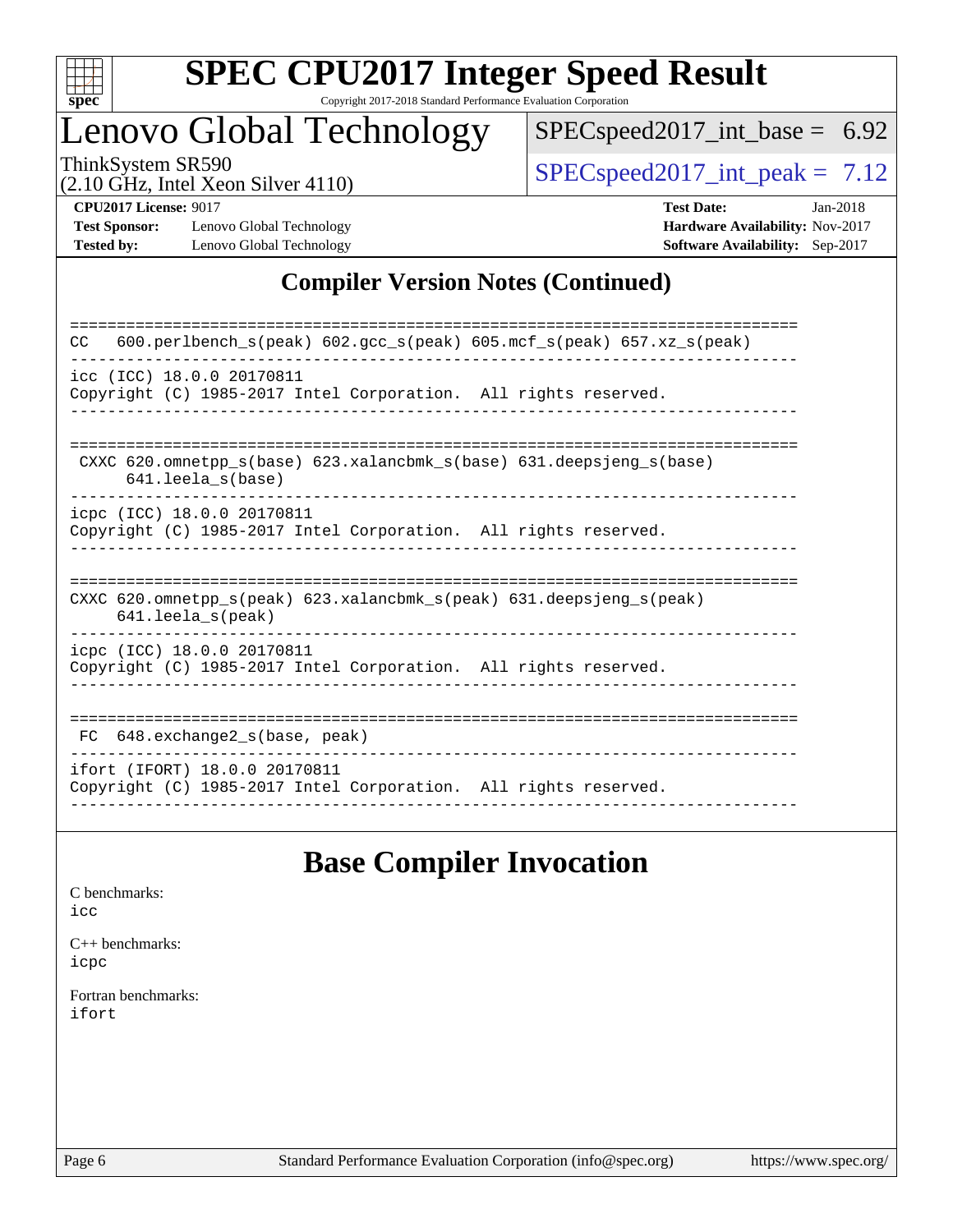# Lenovo Global Technology

ThinkSystem SR590
(2.10 GHz, Intel Xeon Silver 4110)

SPECspeed2017_int_base = 6.92

SPECspeed2017_int_peak = 7.12

**CPU2017 License:** 9017
**Test Sponsor:** Lenovo Global Technology
**Tested by:** Lenovo Global Technology

**Test Date:** Jan-2018
**Hardware Availability:** Nov-2017
**Software Availability:** Sep-2017

## Compiler Version Notes (Continued)

```
==============================================================================
CC   600.perlbench_s(peak) 602.gcc_s(peak) 605.mcf_s(peak) 657.xz_s(peak)
------------------------------------------------------------------------------
icc (ICC) 18.0.0 20170811
Copyright (C) 1985-2017 Intel Corporation.  All rights reserved.
------------------------------------------------------------------------------

==============================================================================
 CXXC 620.omnetpp_s(base) 623.xalancbmk_s(base) 631.deepsjeng_s(base)
      641.leela_s(base)
------------------------------------------------------------------------------
icpc (ICC) 18.0.0 20170811
Copyright (C) 1985-2017 Intel Corporation.  All rights reserved.
------------------------------------------------------------------------------

==============================================================================
CXXC 620.omnetpp_s(peak) 623.xalancbmk_s(peak) 631.deepsjeng_s(peak)
     641.leela_s(peak)
------------------------------------------------------------------------------
icpc (ICC) 18.0.0 20170811
Copyright (C) 1985-2017 Intel Corporation.  All rights reserved.
------------------------------------------------------------------------------

==============================================================================
 FC  648.exchange2_s(base, peak)
------------------------------------------------------------------------------
ifort (IFORT) 18.0.0 20170811
Copyright (C) 1985-2017 Intel Corporation.  All rights reserved.
------------------------------------------------------------------------------
```

## Base Compiler Invocation

C benchmarks:
icc

C++ benchmarks:
icpc

Fortran benchmarks:
ifort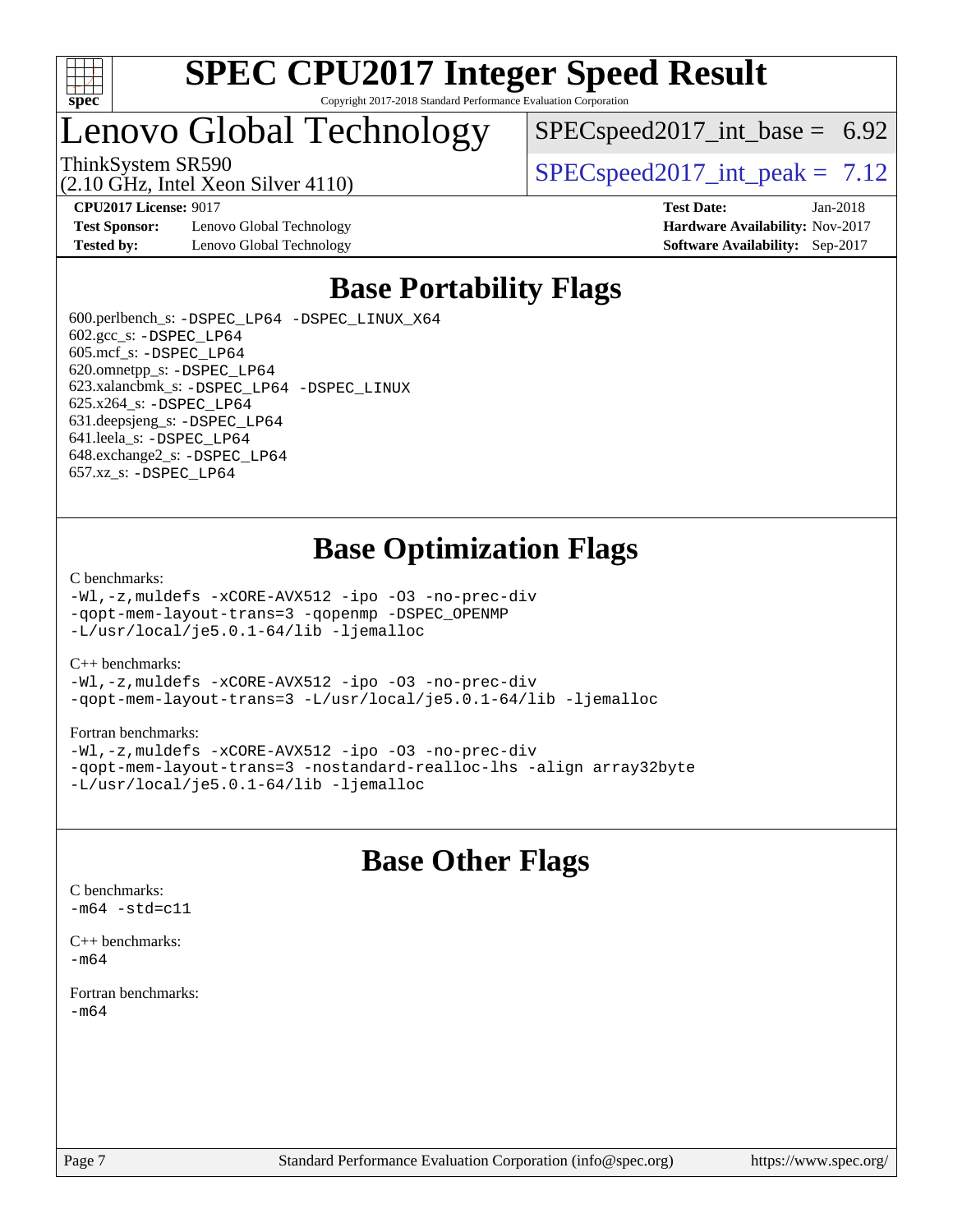# SPEC CPU2017 Integer Speed Result

Copyright 2017-2018 Standard Performance Evaluation Corporation

## Lenovo Global Technology

ThinkSystem SR590
(2.10 GHz, Intel Xeon Silver 4110)

SPECspeed2017_int_base = 6.92

SPECspeed2017_int_peak = 7.12

**CPU2017 License:** 9017
**Test Sponsor:** Lenovo Global Technology
**Tested by:** Lenovo Global Technology

**Test Date:** Jan-2018
**Hardware Availability:** Nov-2017
**Software Availability:** Sep-2017

## Base Portability Flags

600.perlbench_s: -DSPEC_LP64 -DSPEC_LINUX_X64
602.gcc_s: -DSPEC_LP64
605.mcf_s: -DSPEC_LP64
620.omnetpp_s: -DSPEC_LP64
623.xalancbmk_s: -DSPEC_LP64 -DSPEC_LINUX
625.x264_s: -DSPEC_LP64
631.deepsjeng_s: -DSPEC_LP64
641.leela_s: -DSPEC_LP64
648.exchange2_s: -DSPEC_LP64
657.xz_s: -DSPEC_LP64

## Base Optimization Flags

C benchmarks:
```
-Wl,-z,muldefs -xCORE-AVX512 -ipo -O3 -no-prec-div
-qopt-mem-layout-trans=3 -qopenmp -DSPEC_OPENMP
-L/usr/local/je5.0.1-64/lib -ljemalloc
```

C++ benchmarks:
```
-Wl,-z,muldefs -xCORE-AVX512 -ipo -O3 -no-prec-div
-qopt-mem-layout-trans=3 -L/usr/local/je5.0.1-64/lib -ljemalloc
```

Fortran benchmarks:
```
-Wl,-z,muldefs -xCORE-AVX512 -ipo -O3 -no-prec-div
-qopt-mem-layout-trans=3 -nostandard-realloc-lhs -align array32byte
-L/usr/local/je5.0.1-64/lib -ljemalloc
```

## Base Other Flags

C benchmarks:
```
-m64 -std=c11
```

C++ benchmarks:
```
-m64
```

Fortran benchmarks:
```
-m64
```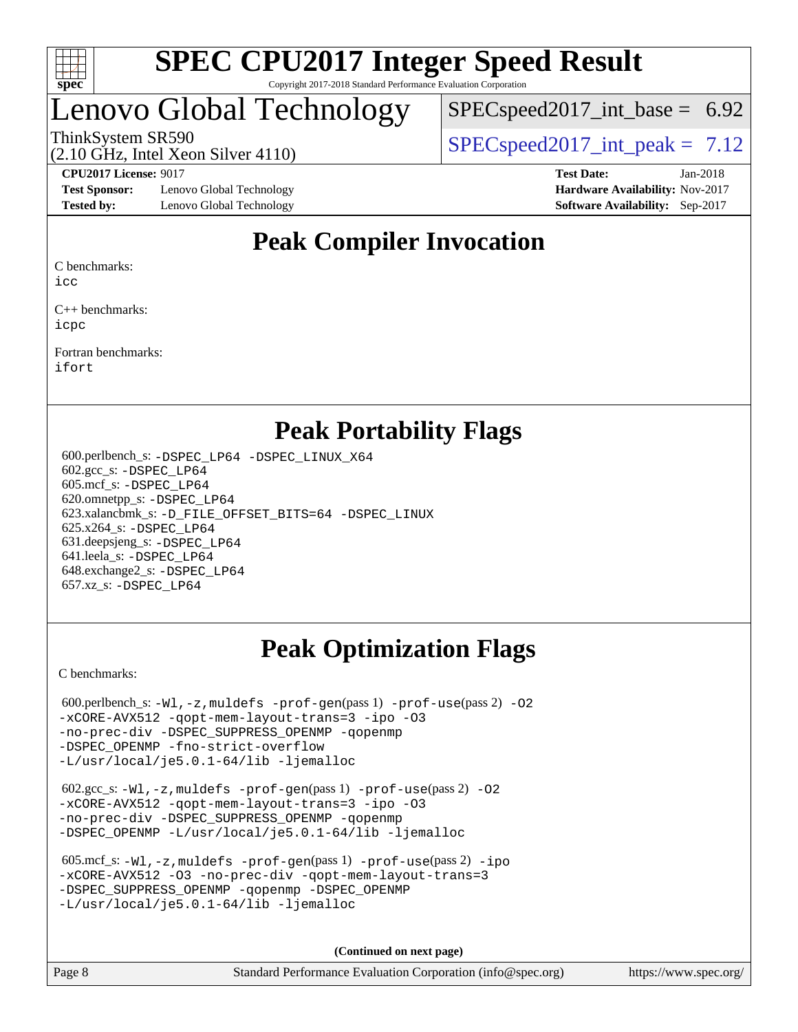# SPEC CPU2017 Integer Speed Result

Copyright 2017-2018 Standard Performance Evaluation Corporation

# Lenovo Global Technology

ThinkSystem SR590
(2.10 GHz, Intel Xeon Silver 4110)

SPECspeed2017_int_base = 6.92

SPECspeed2017_int_peak = 7.12

**CPU2017 License:** 9017
**Test Sponsor:** Lenovo Global Technology
**Tested by:** Lenovo Global Technology

**Test Date:** Jan-2018
**Hardware Availability:** Nov-2017
**Software Availability:** Sep-2017

## Peak Compiler Invocation

C benchmarks:
icc

C++ benchmarks:
icpc

Fortran benchmarks:
ifort

## Peak Portability Flags

600.perlbench_s: -DSPEC_LP64 -DSPEC_LINUX_X64
602.gcc_s: -DSPEC_LP64
605.mcf_s: -DSPEC_LP64
620.omnetpp_s: -DSPEC_LP64
623.xalancbmk_s: -D_FILE_OFFSET_BITS=64 -DSPEC_LINUX
625.x264_s: -DSPEC_LP64
631.deepsjeng_s: -DSPEC_LP64
641.leela_s: -DSPEC_LP64
648.exchange2_s: -DSPEC_LP64
657.xz_s: -DSPEC_LP64

## Peak Optimization Flags

C benchmarks:

600.perlbench_s: -Wl,-z,muldefs -prof-gen(pass 1) -prof-use(pass 2) -O2 -xCORE-AVX512 -qopt-mem-layout-trans=3 -ipo -O3 -no-prec-div -DSPEC_SUPPRESS_OPENMP -qopenmp -DSPEC_OPENMP -fno-strict-overflow -L/usr/local/je5.0.1-64/lib -ljemalloc

602.gcc_s: -Wl,-z,muldefs -prof-gen(pass 1) -prof-use(pass 2) -O2 -xCORE-AVX512 -qopt-mem-layout-trans=3 -ipo -O3 -no-prec-div -DSPEC_SUPPRESS_OPENMP -qopenmp -DSPEC_OPENMP -L/usr/local/je5.0.1-64/lib -ljemalloc

605.mcf_s: -Wl,-z,muldefs -prof-gen(pass 1) -prof-use(pass 2) -ipo -xCORE-AVX512 -O3 -no-prec-div -qopt-mem-layout-trans=3 -DSPEC_SUPPRESS_OPENMP -qopenmp -DSPEC_OPENMP -L/usr/local/je5.0.1-64/lib -ljemalloc

(Continued on next page)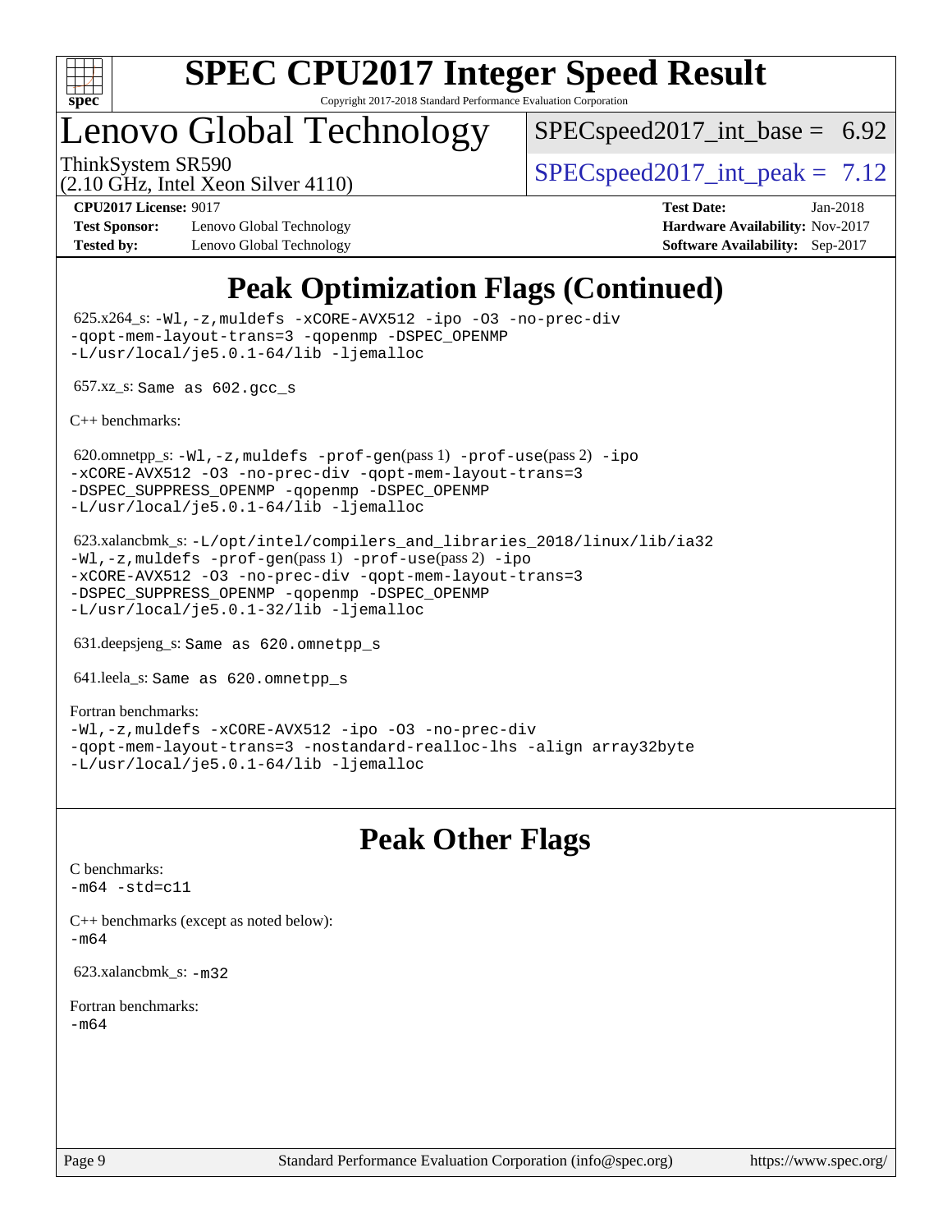# SPEC CPU2017 Integer Speed Result

Copyright 2017-2018 Standard Performance Evaluation Corporation

## Lenovo Global Technology

ThinkSystem SR590
(2.10 GHz, Intel Xeon Silver 4110)

SPECspeed2017_int_base = 6.92

SPECspeed2017_int_peak = 7.12

**CPU2017 License:** 9017
**Test Sponsor:** Lenovo Global Technology
**Tested by:** Lenovo Global Technology

**Test Date:** Jan-2018
**Hardware Availability:** Nov-2017
**Software Availability:** Sep-2017

## Peak Optimization Flags (Continued)

625.x264_s: `-Wl,-z,muldefs -xCORE-AVX512 -ipo -O3 -no-prec-div -qopt-mem-layout-trans=3 -qopenmp -DSPEC_OPENMP -L/usr/local/je5.0.1-64/lib -ljemalloc`

657.xz_s: `Same as 602.gcc_s`

C++ benchmarks:

620.omnetpp_s: `-Wl,-z,muldefs -prof-gen`(pass 1) `-prof-use`(pass 2) `-ipo -xCORE-AVX512 -O3 -no-prec-div -qopt-mem-layout-trans=3 -DSPEC_SUPPRESS_OPENMP -qopenmp -DSPEC_OPENMP -L/usr/local/je5.0.1-64/lib -ljemalloc`

623.xalancbmk_s: `-L/opt/intel/compilers_and_libraries_2018/linux/lib/ia32 -Wl,-z,muldefs -prof-gen`(pass 1) `-prof-use`(pass 2) `-ipo -xCORE-AVX512 -O3 -no-prec-div -qopt-mem-layout-trans=3 -DSPEC_SUPPRESS_OPENMP -qopenmp -DSPEC_OPENMP -L/usr/local/je5.0.1-32/lib -ljemalloc`

631.deepsjeng_s: `Same as 620.omnetpp_s`

641.leela_s: `Same as 620.omnetpp_s`

Fortran benchmarks:
`-Wl,-z,muldefs -xCORE-AVX512 -ipo -O3 -no-prec-div -qopt-mem-layout-trans=3 -nostandard-realloc-lhs -align array32byte -L/usr/local/je5.0.1-64/lib -ljemalloc`

## Peak Other Flags

C benchmarks:
`-m64 -std=c11`

C++ benchmarks (except as noted below):
`-m64`

623.xalancbmk_s: `-m32`

Fortran benchmarks:
`-m64`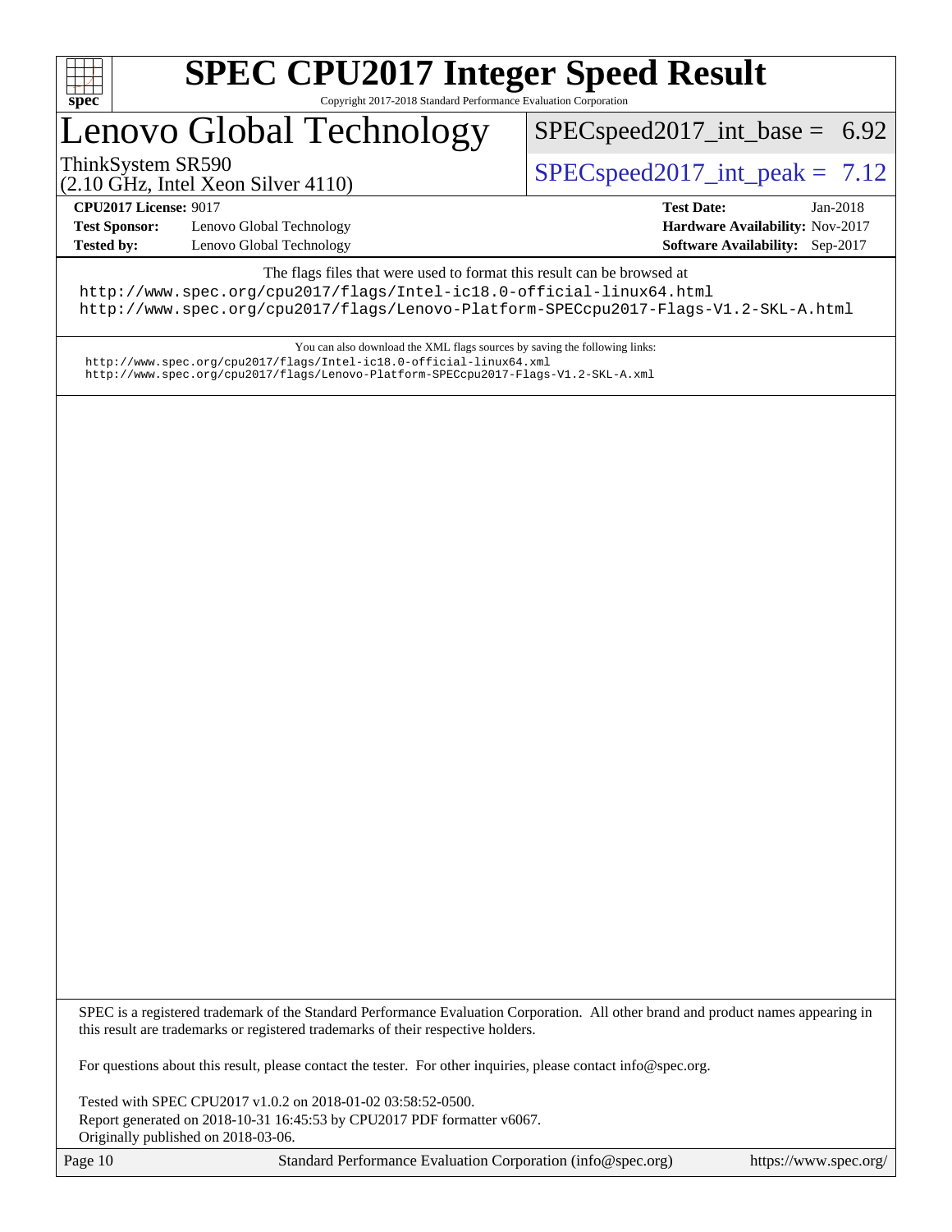# SPEC CPU2017 Integer Speed Result

Copyright 2017-2018 Standard Performance Evaluation Corporation

# Lenovo Global Technology

ThinkSystem SR590
(2.10 GHz, Intel Xeon Silver 4110)

SPECspeed2017_int_base = 6.92

SPECspeed2017_int_peak = 7.12

**CPU2017 License:** 9017
**Test Sponsor:** Lenovo Global Technology
**Tested by:** Lenovo Global Technology

**Test Date:** Jan-2018
**Hardware Availability:** Nov-2017
**Software Availability:** Sep-2017

The flags files that were used to format this result can be browsed at
http://www.spec.org/cpu2017/flags/Intel-ic18.0-official-linux64.html
http://www.spec.org/cpu2017/flags/Lenovo-Platform-SPECcpu2017-Flags-V1.2-SKL-A.html

You can also download the XML flags sources by saving the following links:
http://www.spec.org/cpu2017/flags/Intel-ic18.0-official-linux64.xml
http://www.spec.org/cpu2017/flags/Lenovo-Platform-SPECcpu2017-Flags-V1.2-SKL-A.xml

SPEC is a registered trademark of the Standard Performance Evaluation Corporation. All other brand and product names appearing in this result are trademarks or registered trademarks of their respective holders.

For questions about this result, please contact the tester. For other inquiries, please contact info@spec.org.

Tested with SPEC CPU2017 v1.0.2 on 2018-01-02 03:58:52-0500.
Report generated on 2018-10-31 16:45:53 by CPU2017 PDF formatter v6067.
Originally published on 2018-03-06.